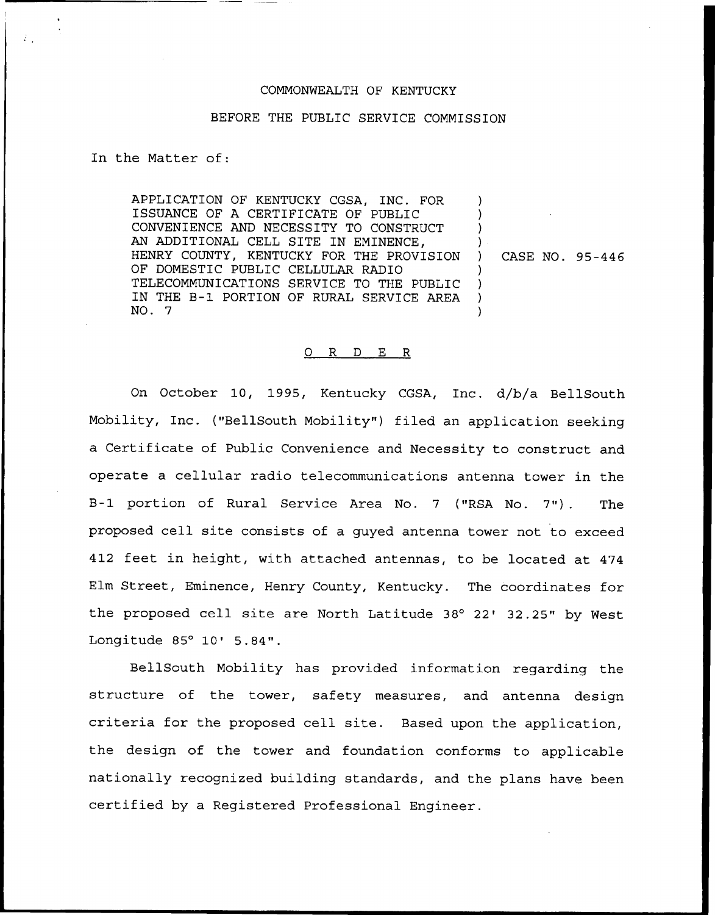COMMONWEALTH OF KENTUCKY

BEFORE THE PUBLIC SERVICE COMMISSION

In the Matter of:

APPLICATION OF KENTUCKY CGSA, INC. FOR ISSUANCE OF A CERTIFICATE OF PUBLIC CONVENIENCE AND NECESSITY TO CONSTRUCT AN ADDITIONAL CELL SITE IN EMINENCE, HENRY COUNTY, KENTUCKY FOR THE PROVISION OF DOMESTIC PUBLIC CELLULAR RADIO TELECOMMUNICATIONS SERVICE TO THE PUBLIC IN THE B-1 PORTION OF RURAL SERVICE AREA NO. 7

CASE NO. 95-446

O R D E R

On October 10, 1995, Kentucky CGSA, Inc. d/b/a BellSouth Mobility, Inc. ("BellSouth Mobility") filed an application seeking a Certificate of Public Convenience and Necessity to construct and operate a cellular radio telecommunications antenna tower in the B-1 portion of Rural Service Area No. 7 ("RSA No. 7"). The proposed cell site consists of a guyed antenna tower not to exceed 412 feet in height, with attached antennas, to be located at 474 Elm Street, Eminence, Henry County, Kentucky. The coordinates for the proposed cell site are North Latitude 38° 22' 32.25" by West Longitude 85° 10' 5.84".

BellSouth Mobility has provided information regarding the structure of the tower, safety measures, and antenna design criteria for the proposed cell site. Based upon the application, the design of the tower and foundation conforms to applicable nationally recognized building standards, and the plans have been certified by a Registered Professional Engineer.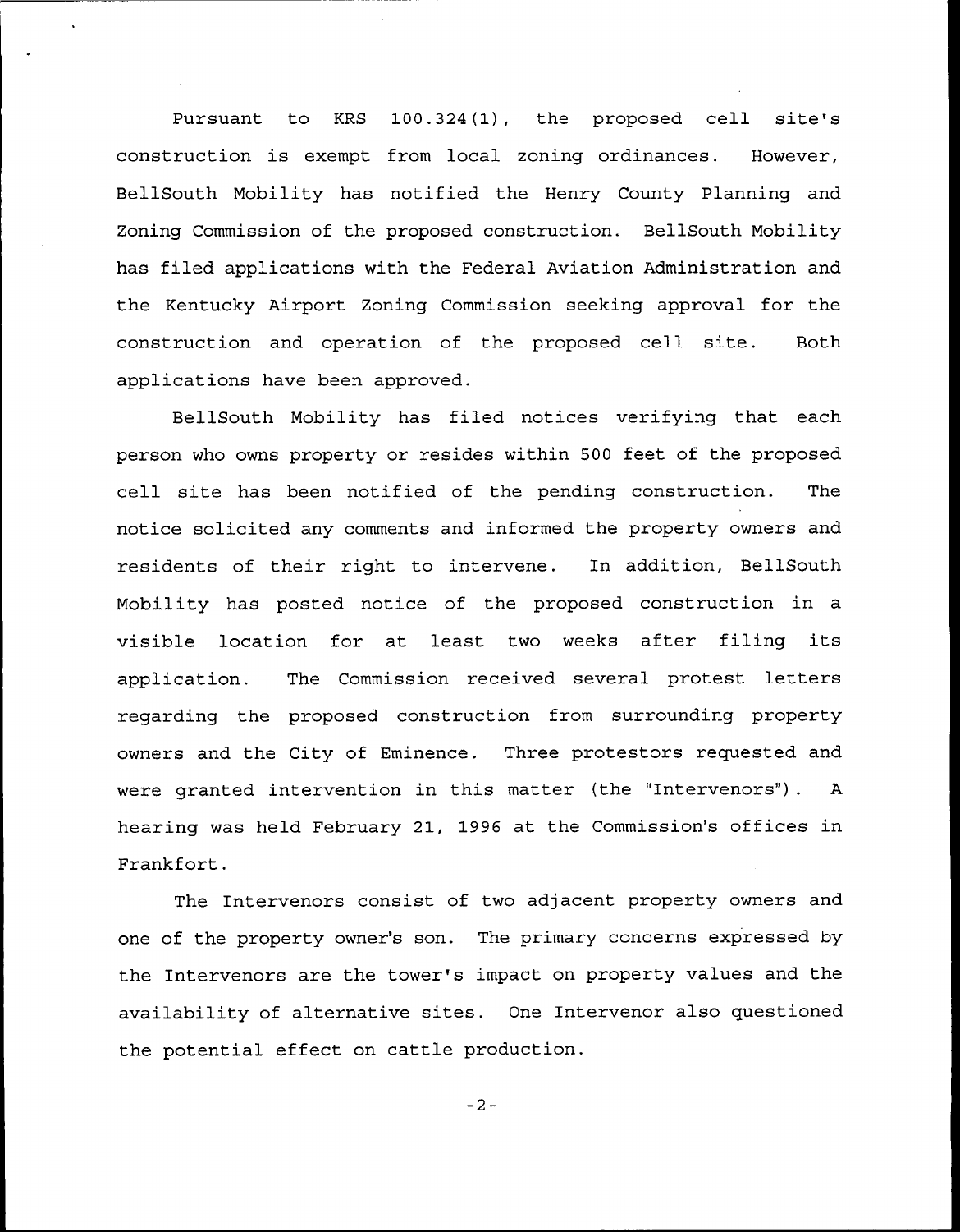Pursuant to KRS 100.324(1), the proposed cell site's construction is exempt from local zoning ordinances. However, BellSouth Mobility has notified the Henry County Planning and Zoning Commission of the proposed construction. BellSouth Mobility has filed applications with the Federal Aviation Administration and the Kentucky Airport Zoning Commission seeking approval for the construction and operation of the proposed cell site. Both applications have been approved.

BellSouth Mobility has filed notices verifying that each person who owns property or resides within 500 feet of the proposed cell site has been notified of the pending construction. The notice solicited any comments and informed the property owners and residents of their right to intervene. In addition, BellSouth Mobility has posted notice of the proposed construction in a visible location for at least two weeks after filing its application. The Commission received several protest letters regarding the proposed construction from surrounding property owners and the City of Eminence. Three protestors requested and were granted intervention in this matter (the "Intervenors"). A hearing was held February 21, 1996 at the Commission's offices in Frankfort.

The Intervenors consist of two adjacent property owners and one of the property owner's son. The primary concerns expressed by the Intervenors are the tower's impact on property values and the availability of alternative sites. One Intervenor also questioned the potential effect on cattle production.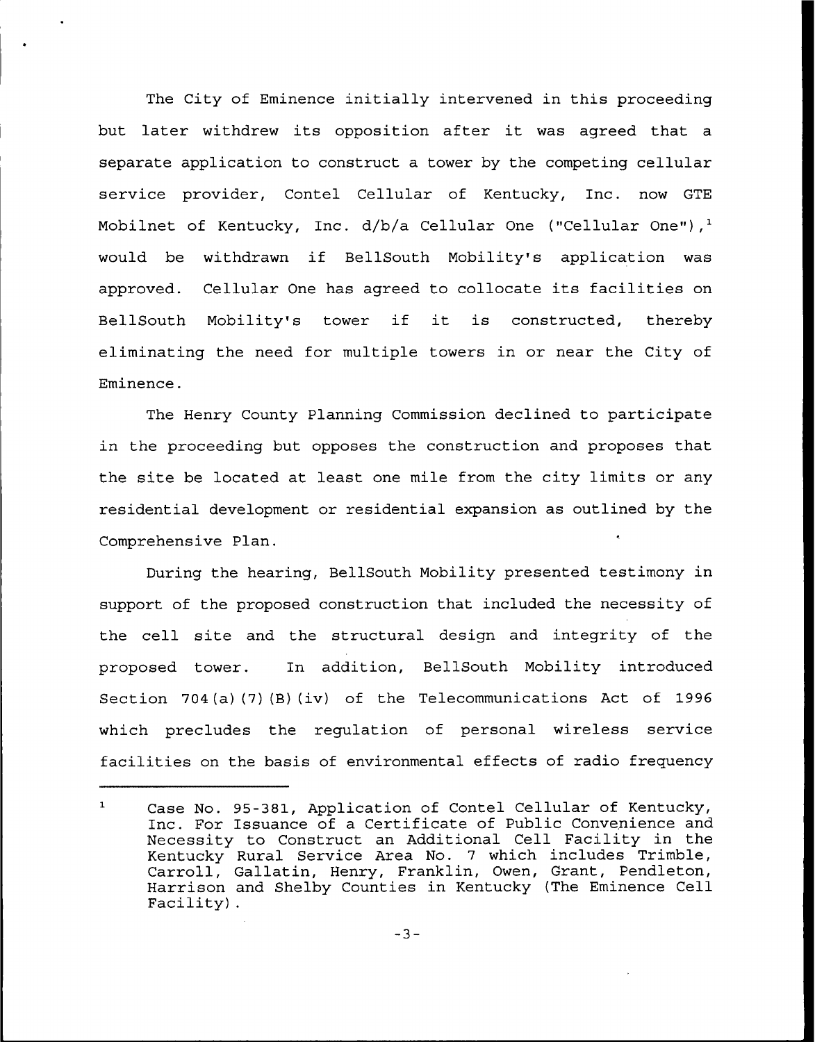The City of Eminence initially intervened in this proceeding but later withdrew its opposition after it was agreed that a separate application to construct a tower by the competing cellular service provider, Contel Cellular of Kentucky, Inc. now GTE Mobilnet of Kentucky, Inc. d/b/a Cellular One ("Cellular One"),[1] would be withdrawn if BellSouth Mobility's application was approved. Cellular One has agreed to collocate its facilities on BellSouth Mobility's tower if it is constructed, thereby eliminating the need for multiple towers in or near the City of Eminence.

The Henry County Planning Commission declined to participate in the proceeding but opposes the construction and proposes that the site be located at least one mile from the city limits or any residential development or residential expansion as outlined by the Comprehensive Plan.

During the hearing, BellSouth Mobility presented testimony in support of the proposed construction that included the necessity of the cell site and the structural design and integrity of the proposed tower. In addition, BellSouth Mobility introduced Section 704(a)(7)(B)(iv) of the Telecommunications Act of 1996 which precludes the regulation of personal wireless service facilities on the basis of environmental effects of radio frequency

---

[1] Case No. 95-381, Application of Contel Cellular of Kentucky, Inc. For Issuance of a Certificate of Public Convenience and Necessity to Construct an Additional Cell Facility in the Kentucky Rural Service Area No. 7 which includes Trimble, Carroll, Gallatin, Henry, Franklin, Owen, Grant, Pendleton, Harrison and Shelby Counties in Kentucky (The Eminence Cell Facility).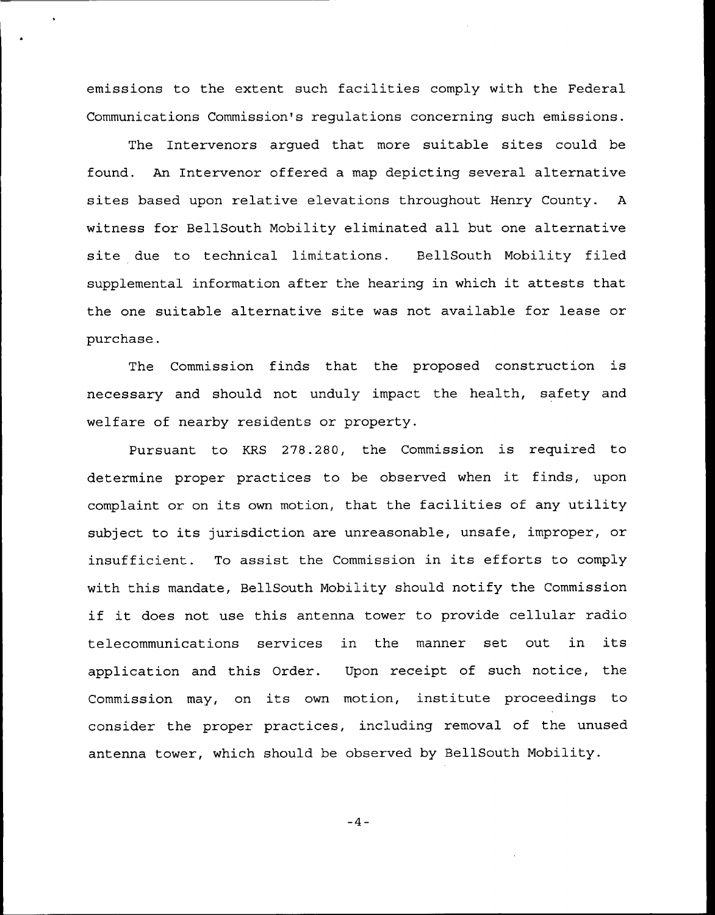emissions to the extent such facilities comply with the Federal Communications Commission's regulations concerning such emissions.

The Intervenors argued that more suitable sites could be found. An Intervenor offered a map depicting several alternative sites based upon relative elevations throughout Henry County. A witness for BellSouth Mobility eliminated all but one alternative site due to technical limitations. BellSouth Mobility filed supplemental information after the hearing in which it attests that the one suitable alternative site was not available for lease or purchase.

The Commission finds that the proposed construction is necessary and should not unduly impact the health, safety and welfare of nearby residents or property.

Pursuant to KRS 278.280, the Commission is required to determine proper practices to be observed when it finds, upon complaint or on its own motion, that the facilities of any utility subject to its jurisdiction are unreasonable, unsafe, improper, or insufficient. To assist the Commission in its efforts to comply with this mandate, BellSouth Mobility should notify the Commission if it does not use this antenna tower to provide cellular radio telecommunications services in the manner set out in its application and this Order. Upon receipt of such notice, the Commission may, on its own motion, institute proceedings to consider the proper practices, including removal of the unused antenna tower, which should be observed by BellSouth Mobility.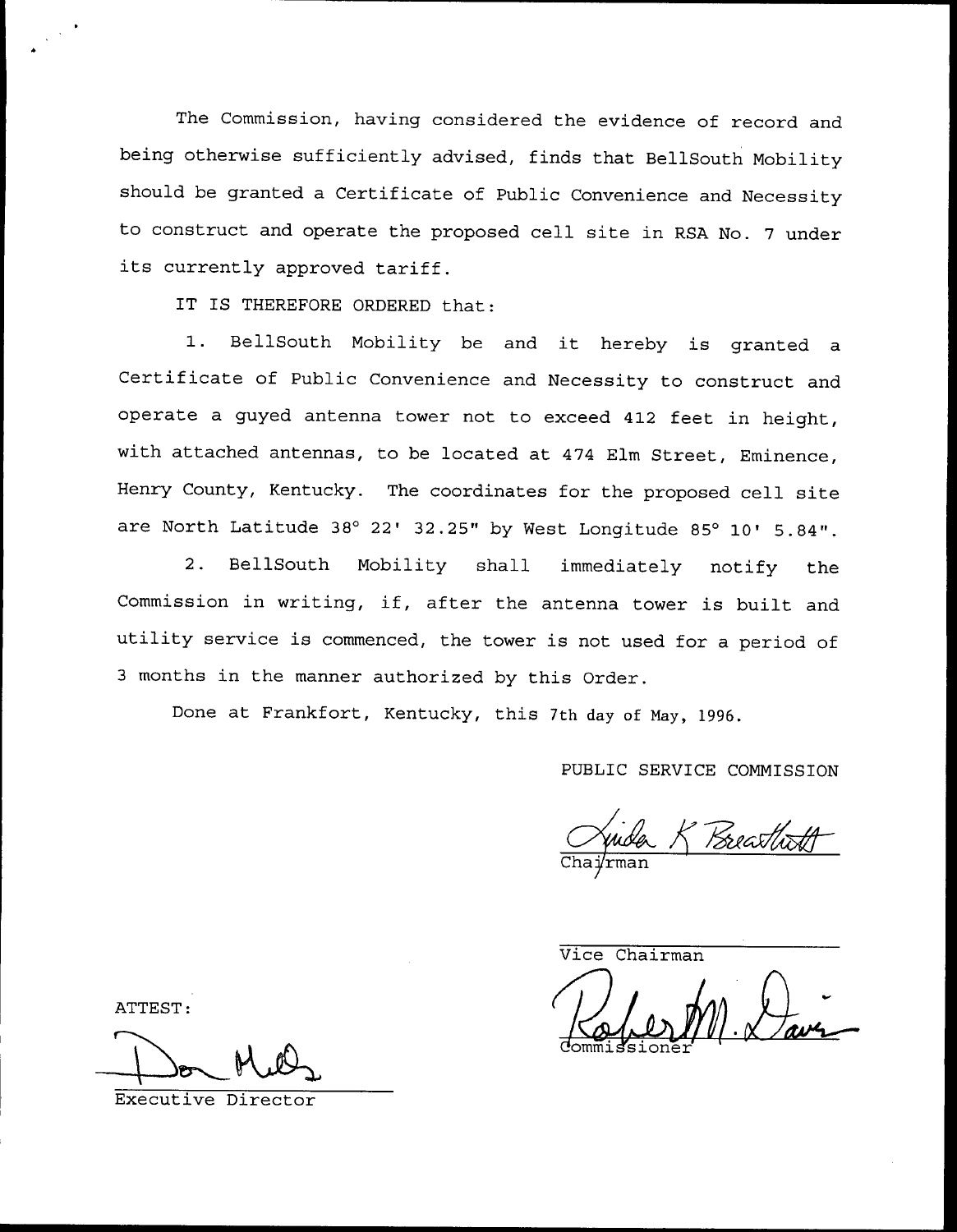The Commission, having considered the evidence of record and being otherwise sufficiently advised, finds that BellSouth Mobility should be granted a Certificate of Public Convenience and Necessity to construct and operate the proposed cell site in RSA No. 7 under its currently approved tariff.

IT IS THEREFORE ORDERED that:

1. BellSouth Mobility be and it hereby is granted a Certificate of Public Convenience and Necessity to construct and operate a guyed antenna tower not to exceed 412 feet in height, with attached antennas, to be located at 474 Elm Street, Eminence, Henry County, Kentucky. The coordinates for the proposed cell site are North Latitude 38° 22' 32.25" by West Longitude 85° 10' 5.84".

2. BellSouth Mobility shall immediately notify the Commission in writing, if, after the antenna tower is built and utility service is commenced, the tower is not used for a period of 3 months in the manner authorized by this Order.

Done at Frankfort, Kentucky, this 7th day of May, 1996.

PUBLIC SERVICE COMMISSION

Chairman

Vice Chairman

Commissioner

ATTEST:

Executive Director